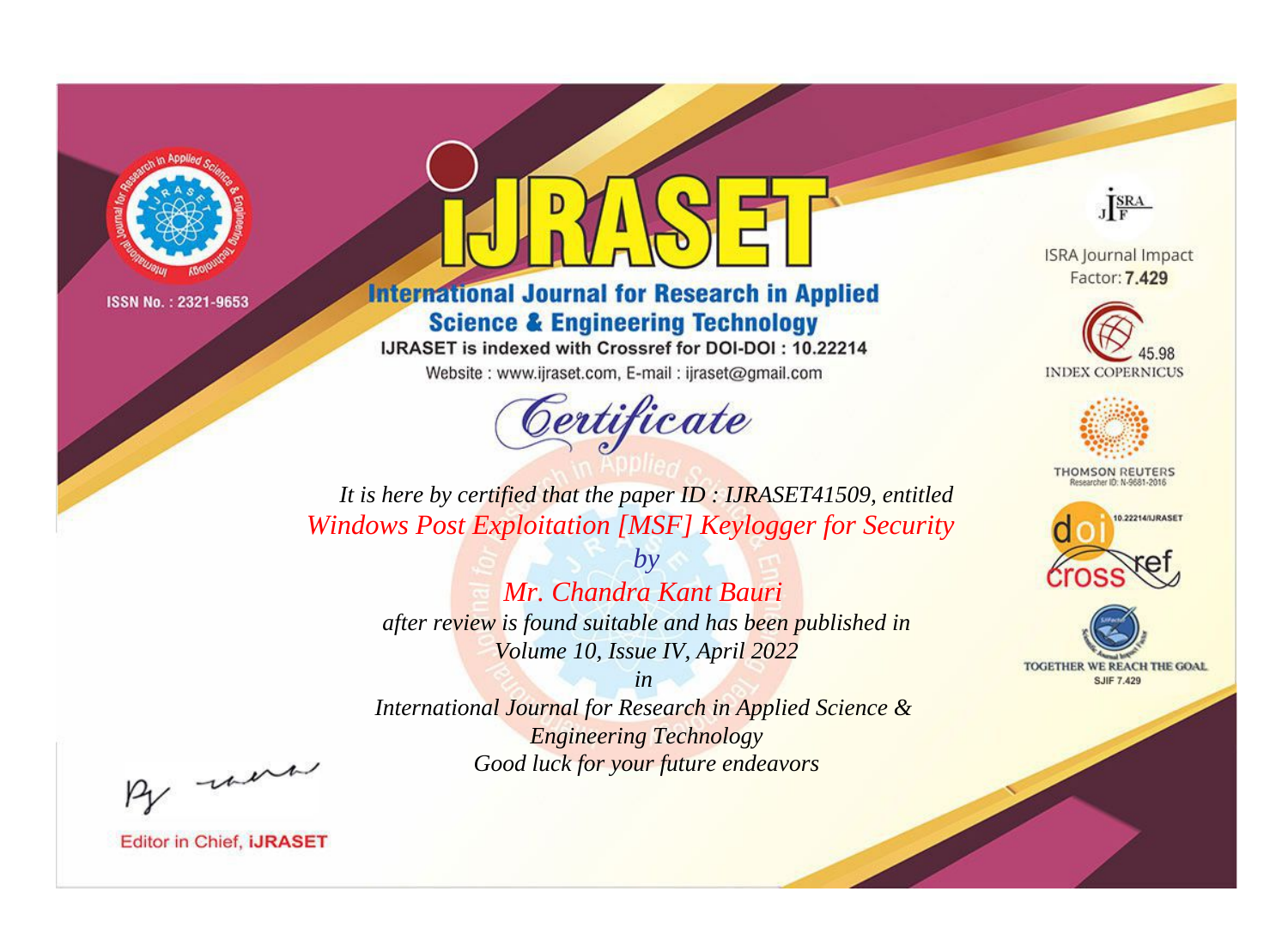ISSN No. : 2321-9653

# IJRASET

## International Journal for Research in Applied Science & Engineering Technology

IJRASET is indexed with Crossref for DOI-DOI : 10.22214

Website : www.ijraset.com, E-mail : ijraset@gmail.com

ISRA Journal Impact Factor: **7.429**

45.98 INDEX COPERNICUS

THOMSON REUTERS Researcher ID: N-9681-2016

10.22214/IJRASET

TOGETHER WE REACH THE GOAL SJIF 7.429

## *Certificate*

*It is here by certified that the paper ID : IJRASET41509, entitled*

*Windows Post Exploitation [MSF] Keylogger for Security*

*by*

*Mr. Chandra Kant Bauri*

*after review is found suitable and has been published in*

*Volume 10, Issue IV, April 2022*

*in*

*International Journal for Research in Applied Science & Engineering Technology*

*Good luck for your future endeavors*

Editor in Chief, **IJRASET**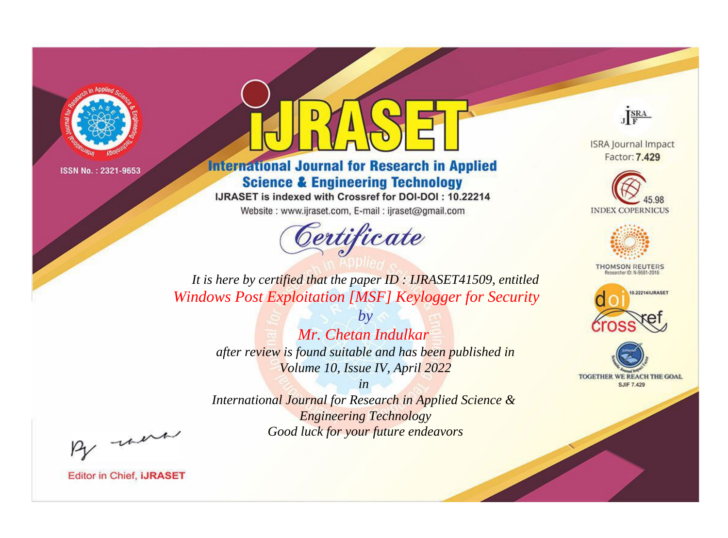ISSN No. : 2321-9653

# iJRASET

## International Journal for Research in Applied Science & Engineering Technology

IJRASET is indexed with Crossref for DOI-DOI : 10.22214

Website : www.ijraset.com, E-mail : ijraset@gmail.com

*Certificate*

*It is here by certified that the paper ID : IJRASET41509, entitled*

*Windows Post Exploitation [MSF] Keylogger for Security*

*by*

*Mr. Chetan Indulkar*

*after review is found suitable and has been published in*

*Volume 10, Issue IV, April 2022*

*in*

*International Journal for Research in Applied Science & Engineering Technology*

*Good luck for your future endeavors*

ISRA Journal Impact Factor: **7.429**

45.98 INDEX COPERNICUS

THOMSON REUTERS Researcher ID: N-9681-2016

10.22214/IJRASET

TOGETHER WE REACH THE GOAL SJIF 7.429

Editor in Chief, **iJRASET**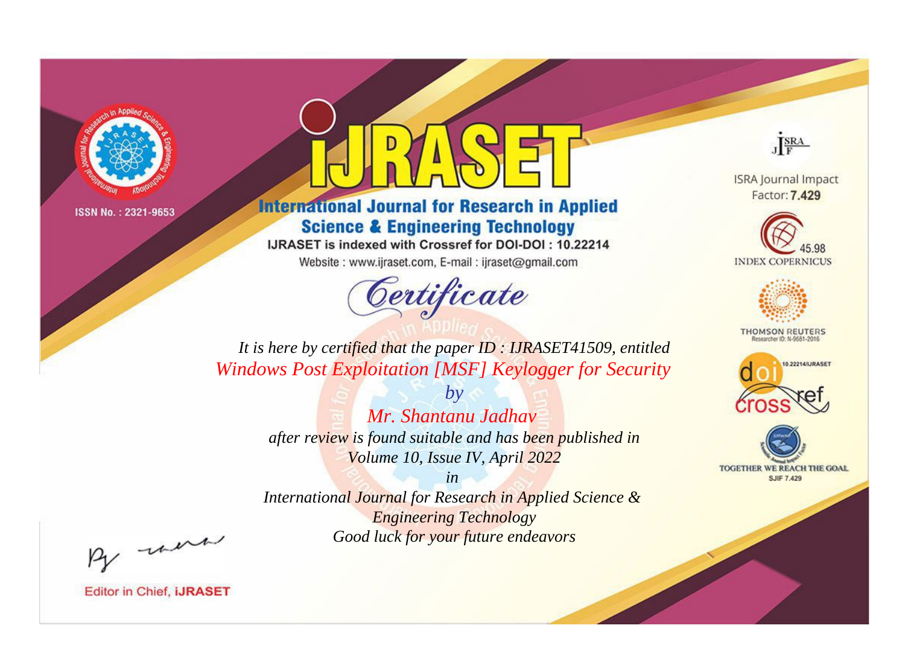ISSN No. : 2321-9653

# iJRASET

## International Journal for Research in Applied Science & Engineering Technology

IJRASET is indexed with Crossref for DOI-DOI : 10.22214

Website : www.ijraset.com, E-mail : ijraset@gmail.com

ISRA Journal Impact Factor: **7.429**

45.98 INDEX COPERNICUS

THOMSON REUTERS Researcher ID: N-9681-2016

10.22214/IJRASET

TOGETHER WE REACH THE GOAL SJIF 7.429

# Certificate

*It is here by certified that the paper ID : IJRASET41509, entitled*

*Windows Post Exploitation [MSF] Keylogger for Security*

*by*

*Mr. Shantanu Jadhav*

*after review is found suitable and has been published in*

*Volume 10, Issue IV, April 2022*

*in*

*International Journal for Research in Applied Science & Engineering Technology*

*Good luck for your future endeavors*

Editor in Chief, **iJRASET**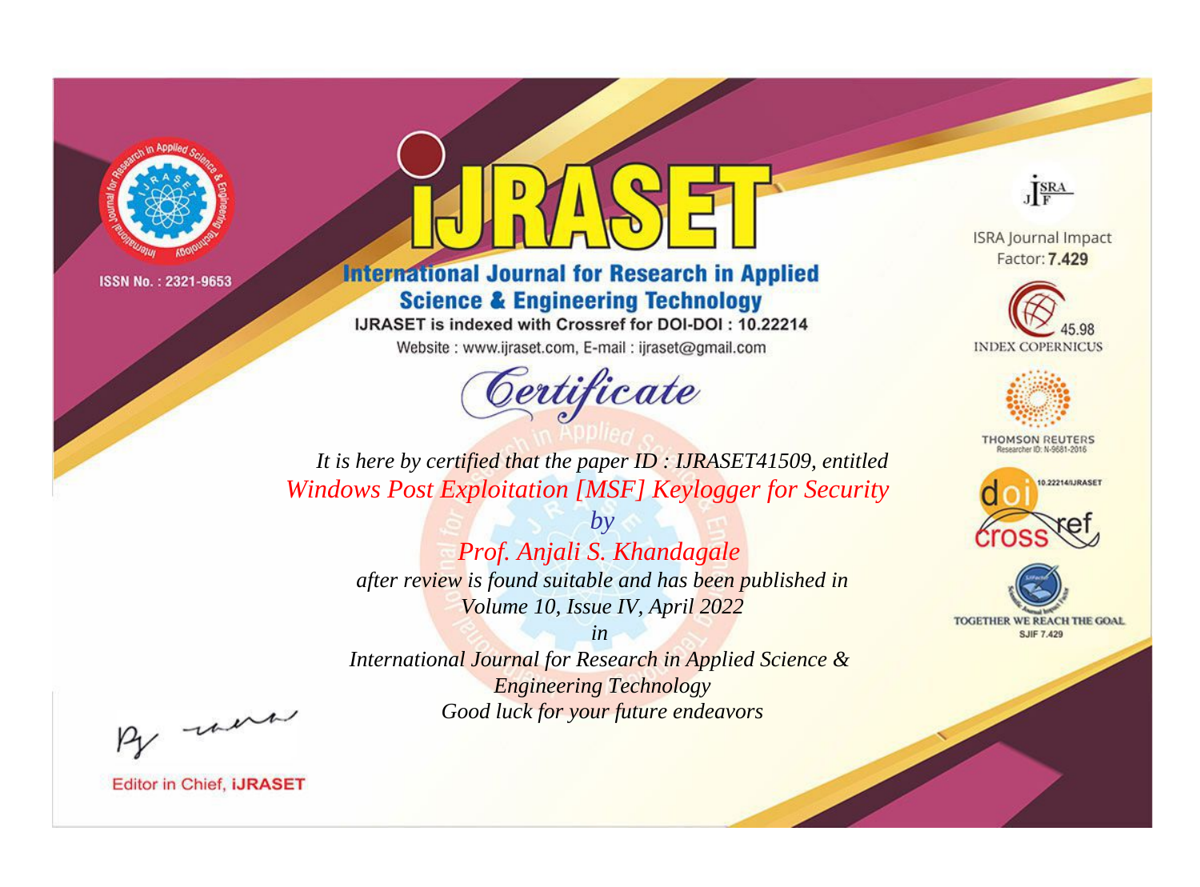ISSN No. : 2321-9653

# iJRASET

## International Journal for Research in Applied Science & Engineering Technology

IJRASET is indexed with Crossref for DOI-DOI : 10.22214

Website : www.ijraset.com, E-mail : ijraset@gmail.com

*Certificate*

*It is here by certified that the paper ID : IJRASET41509, entitled*

*Windows Post Exploitation [MSF] Keylogger for Security*

*by*

*Prof. Anjali S. Khandagale*

*after review is found suitable and has been published in*

*Volume 10, Issue IV, April 2022*

*in*

*International Journal for Research in Applied Science & Engineering Technology*

*Good luck for your future endeavors*

ISRA Journal Impact Factor: **7.429**

45.98 INDEX COPERNICUS

THOMSON REUTERS Researcher ID: N-9681-2016

10.22214/IJRASET

TOGETHER WE REACH THE GOAL SJIF 7.429

Editor in Chief, **iJRASET**